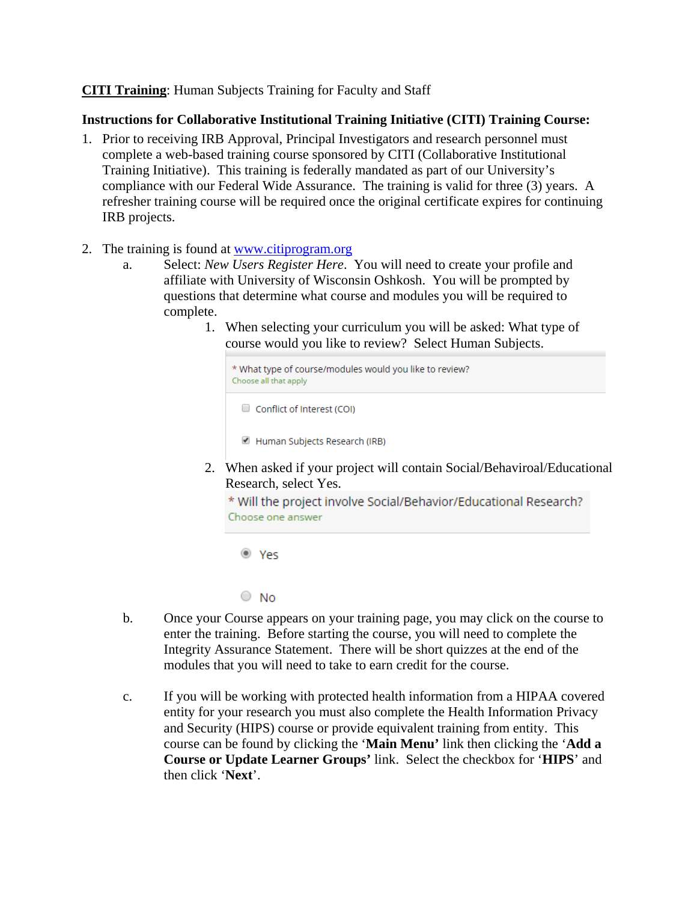**<u>CITI Training</u>**: Human Subjects Training for Faculty and Staff

**Instructions for Collaborative Institutional Training Initiative (CITI) Training Course:**

1. Prior to receiving IRB Approval, Principal Investigators and research personnel must complete a web-based training course sponsored by CITI (Collaborative Institutional Training Initiative). This training is federally mandated as part of our University's compliance with our Federal Wide Assurance. The training is valid for three (3) years. A refresher training course will be required once the original certificate expires for continuing IRB projects.

2. The training is found at [www.citiprogram.org](http://www.citiprogram.org)
   a. Select: *New Users Register Here*. You will need to create your profile and affiliate with University of Wisconsin Oshkosh. You will be prompted by questions that determine what course and modules you will be required to complete.
      1. When selecting your curriculum you will be asked: What type of course would you like to review? Select Human Subjects.

         \* What type of course/modules would you like to review?
         Choose all that apply

         - [ ] Conflict of Interest (COI)
         - [x] Human Subjects Research (IRB)

      2. When asked if your project will contain Social/Behaviroal/Educational Research, select Yes.

         \* Will the project involve Social/Behavior/Educational Research?
         Choose one answer

         - (●) Yes
         - ( ) No

   b. Once your Course appears on your training page, you may click on the course to enter the training. Before starting the course, you will need to complete the Integrity Assurance Statement. There will be short quizzes at the end of the modules that you will need to take to earn credit for the course.

   c. If you will be working with protected health information from a HIPAA covered entity for your research you must also complete the Health Information Privacy and Security (HIPS) course or provide equivalent training from entity. This course can be found by clicking the '**Main Menu'** link then clicking the '**Add a Course or Update Learner Groups'** link. Select the checkbox for '**HIPS**' and then click '**Next**'.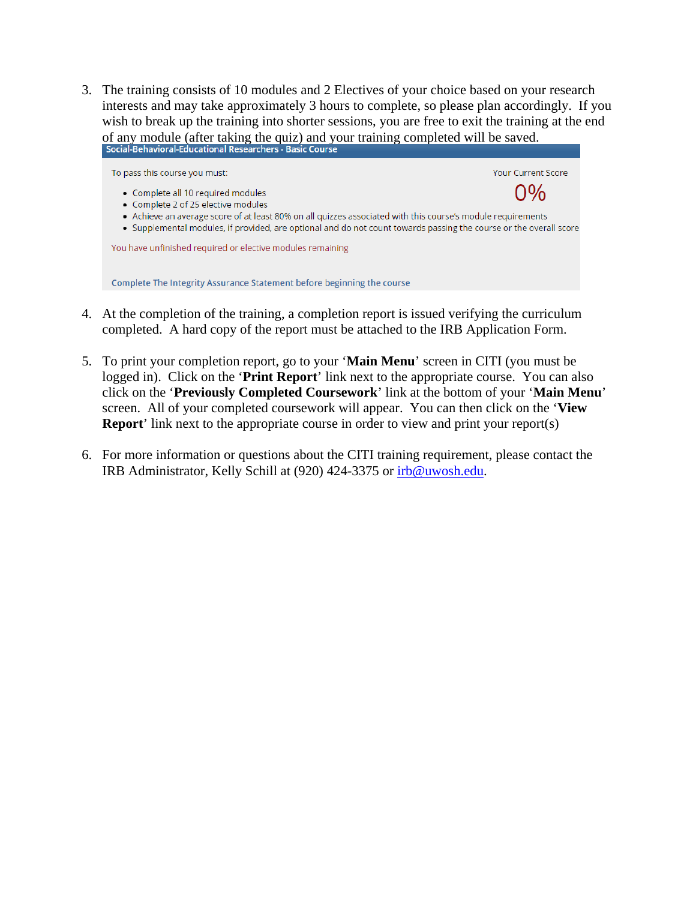3. The training consists of 10 modules and 2 Electives of your choice based on your research interests and may take approximately 3 hours to complete, so please plan accordingly. If you wish to break up the training into shorter sessions, you are free to exit the training at the end of any module (after taking the quiz) and your training completed will be saved.

**Social-Behavioral-Educational Researchers - Basic Course**

To pass this course you must:

Your Current Score

0%

- Complete all 10 required modules
- Complete 2 of 25 elective modules
- Achieve an average score of at least 80% on all quizzes associated with this course's module requirements
- Supplemental modules, if provided, are optional and do not count towards passing the course or the overall score

You have unfinished required or elective modules remaining

Complete The Integrity Assurance Statement before beginning the course

4. At the completion of the training, a completion report is issued verifying the curriculum completed. A hard copy of the report must be attached to the IRB Application Form.

5. To print your completion report, go to your '**Main Menu**' screen in CITI (you must be logged in). Click on the '**Print Report**' link next to the appropriate course. You can also click on the '**Previously Completed Coursework**' link at the bottom of your '**Main Menu**' screen. All of your completed coursework will appear. You can then click on the '**View Report**' link next to the appropriate course in order to view and print your report(s)

6. For more information or questions about the CITI training requirement, please contact the IRB Administrator, Kelly Schill at (920) 424-3375 or irb@uwosh.edu.